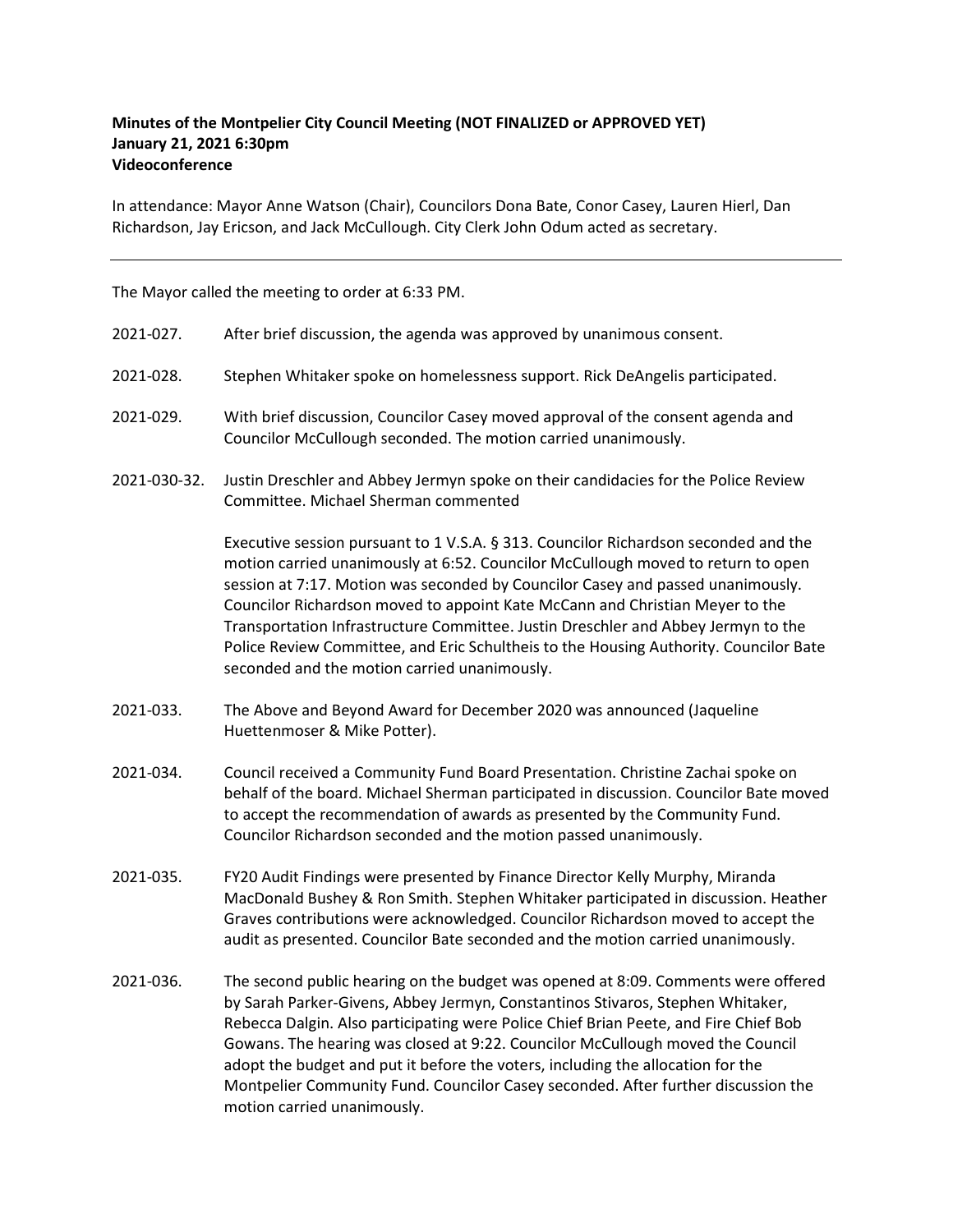**Minutes of the Montpelier City Council Meeting (NOT FINALIZED or APPROVED YET)**
**January 21, 2021 6:30pm**
**Videoconference**

In attendance: Mayor Anne Watson (Chair), Councilors Dona Bate, Conor Casey, Lauren Hierl, Dan Richardson, Jay Ericson, and Jack McCullough. City Clerk John Odum acted as secretary.

---

The Mayor called the meeting to order at 6:33 PM.

2021-027. After brief discussion, the agenda was approved by unanimous consent.

2021-028. Stephen Whitaker spoke on homelessness support. Rick DeAngelis participated.

2021-029. With brief discussion, Councilor Casey moved approval of the consent agenda and Councilor McCullough seconded. The motion carried unanimously.

2021-030-32. Justin Dreschler and Abbey Jermyn spoke on their candidacies for the Police Review Committee. Michael Sherman commented

Executive session pursuant to 1 V.S.A. § 313. Councilor Richardson seconded and the motion carried unanimously at 6:52. Councilor McCullough moved to return to open session at 7:17. Motion was seconded by Councilor Casey and passed unanimously. Councilor Richardson moved to appoint Kate McCann and Christian Meyer to the Transportation Infrastructure Committee. Justin Dreschler and Abbey Jermyn to the Police Review Committee, and Eric Schultheis to the Housing Authority. Councilor Bate seconded and the motion carried unanimously.

2021-033. The Above and Beyond Award for December 2020 was announced (Jaqueline Huettenmoser & Mike Potter).

2021-034. Council received a Community Fund Board Presentation. Christine Zachai spoke on behalf of the board. Michael Sherman participated in discussion. Councilor Bate moved to accept the recommendation of awards as presented by the Community Fund. Councilor Richardson seconded and the motion passed unanimously.

2021-035. FY20 Audit Findings were presented by Finance Director Kelly Murphy, Miranda MacDonald Bushey & Ron Smith. Stephen Whitaker participated in discussion. Heather Graves contributions were acknowledged. Councilor Richardson moved to accept the audit as presented. Councilor Bate seconded and the motion carried unanimously.

2021-036. The second public hearing on the budget was opened at 8:09. Comments were offered by Sarah Parker-Givens, Abbey Jermyn, Constantinos Stivaros, Stephen Whitaker, Rebecca Dalgin. Also participating were Police Chief Brian Peete, and Fire Chief Bob Gowans. The hearing was closed at 9:22. Councilor McCullough moved the Council adopt the budget and put it before the voters, including the allocation for the Montpelier Community Fund. Councilor Casey seconded. After further discussion the motion carried unanimously.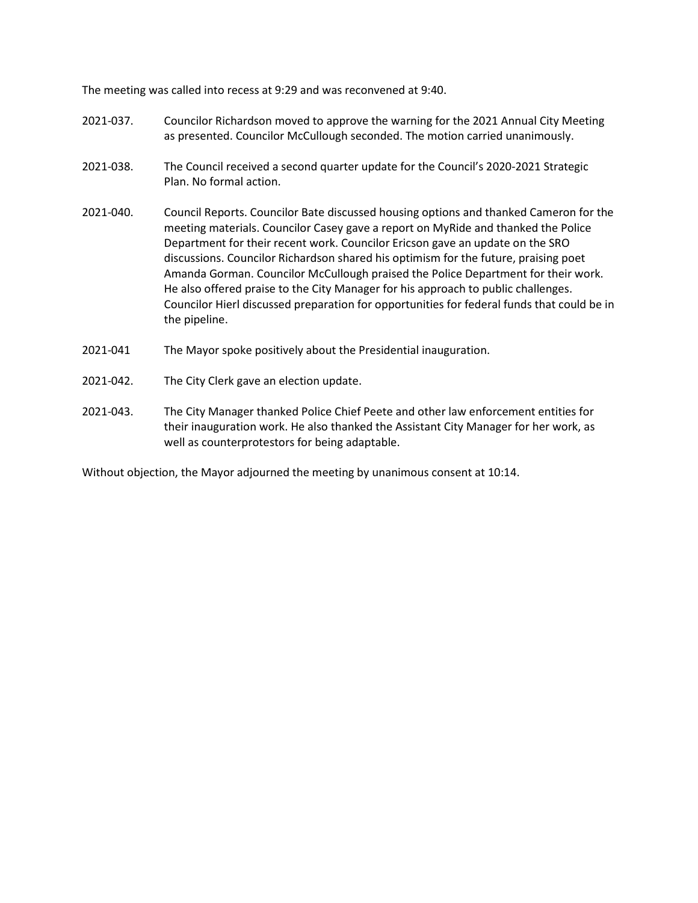The meeting was called into recess at 9:29 and was reconvened at 9:40.

2021-037. Councilor Richardson moved to approve the warning for the 2021 Annual City Meeting as presented. Councilor McCullough seconded. The motion carried unanimously.

2021-038. The Council received a second quarter update for the Council's 2020-2021 Strategic Plan. No formal action.

2021-040. Council Reports. Councilor Bate discussed housing options and thanked Cameron for the meeting materials. Councilor Casey gave a report on MyRide and thanked the Police Department for their recent work. Councilor Ericson gave an update on the SRO discussions. Councilor Richardson shared his optimism for the future, praising poet Amanda Gorman. Councilor McCullough praised the Police Department for their work. He also offered praise to the City Manager for his approach to public challenges. Councilor Hierl discussed preparation for opportunities for federal funds that could be in the pipeline.

2021-041 The Mayor spoke positively about the Presidential inauguration.

2021-042. The City Clerk gave an election update.

2021-043. The City Manager thanked Police Chief Peete and other law enforcement entities for their inauguration work. He also thanked the Assistant City Manager for her work, as well as counterprotestors for being adaptable.

Without objection, the Mayor adjourned the meeting by unanimous consent at 10:14.